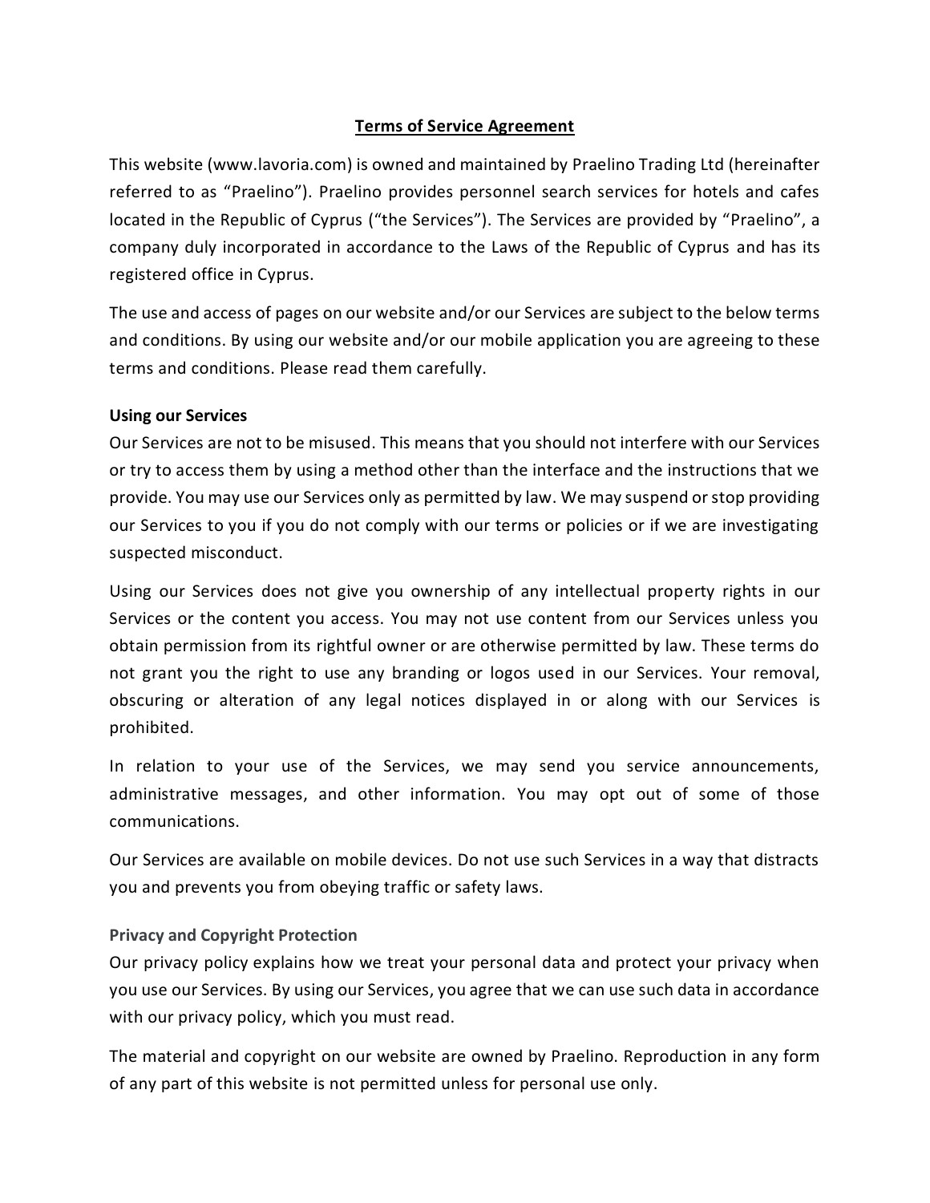# Terms of Service Agreement

This website (www.lavoria.com) is owned and maintained by Praelino Trading Ltd (hereinafter referred to as "Praelino"). Praelino provides personnel search services for hotels and cafes located in the Republic of Cyprus ("the Services"). The Services are provided by "Praelino", a company duly incorporated in accordance to the Laws of the Republic of Cyprus and has its registered office in Cyprus.

The use and access of pages on our website and/or our Services are subject to the below terms and conditions. By using our website and/or our mobile application you are agreeing to these terms and conditions. Please read them carefully.

## Using our Services

Our Services are not to be misused. This means that you should not interfere with our Services or try to access them by using a method other than the interface and the instructions that we provide. You may use our Services only as permitted by law. We may suspend or stop providing our Services to you if you do not comply with our terms or policies or if we are investigating suspected misconduct.

Using our Services does not give you ownership of any intellectual property rights in our Services or the content you access. You may not use content from our Services unless you obtain permission from its rightful owner or are otherwise permitted by law. These terms do not grant you the right to use any branding or logos used in our Services. Your removal, obscuring or alteration of any legal notices displayed in or along with our Services is prohibited.

In relation to your use of the Services, we may send you service announcements, administrative messages, and other information. You may opt out of some of those communications.

Our Services are available on mobile devices. Do not use such Services in a way that distracts you and prevents you from obeying traffic or safety laws.

### Privacy and Copyright Protection

Our privacy policy explains how we treat your personal data and protect your privacy when you use our Services. By using our Services, you agree that we can use such data in accordance with our privacy policy, which you must read.

The material and copyright on our website are owned by Praelino. Reproduction in any form of any part of this website is not permitted unless for personal use only.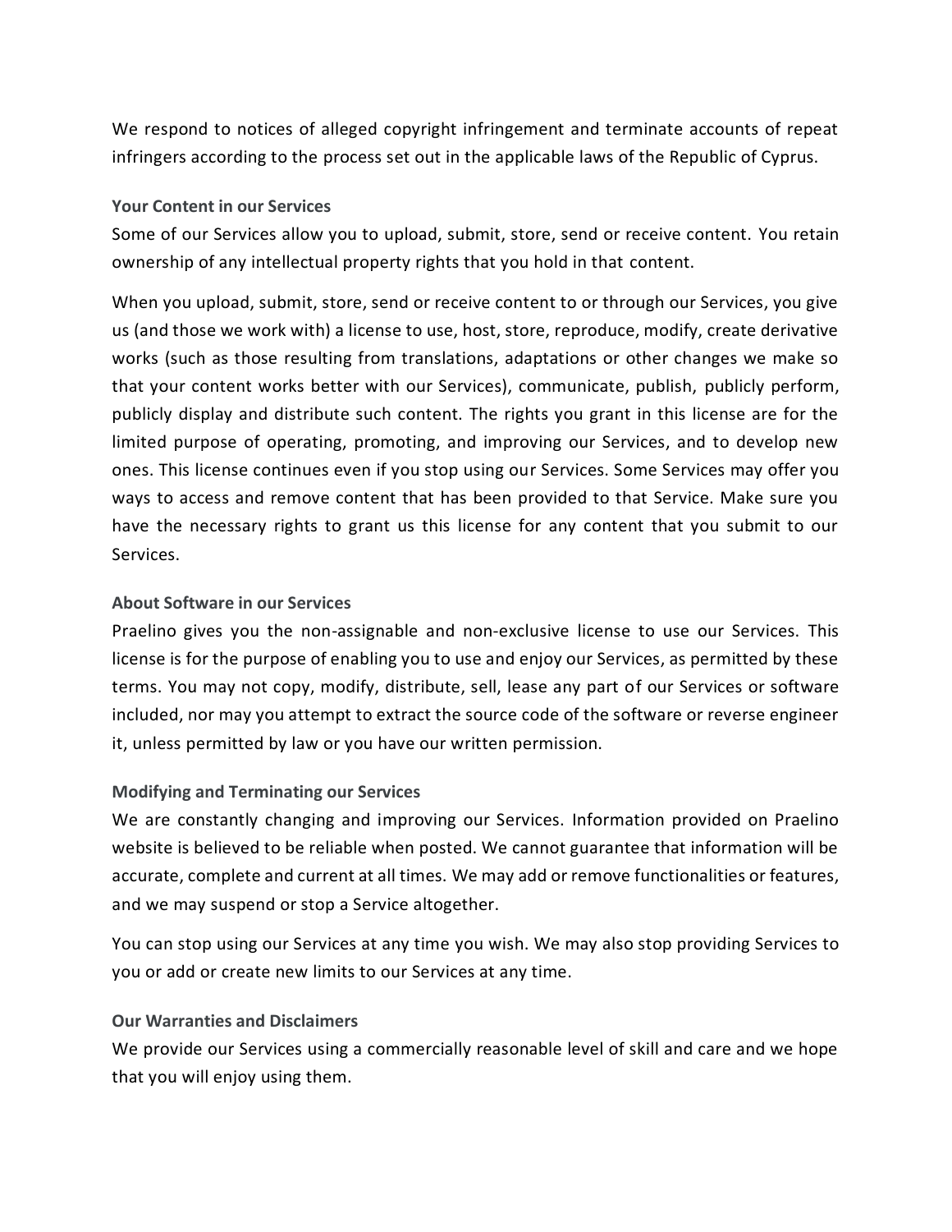We respond to notices of alleged copyright infringement and terminate accounts of repeat infringers according to the process set out in the applicable laws of the Republic of Cyprus.

**Your Content in our Services**

Some of our Services allow you to upload, submit, store, send or receive content. You retain ownership of any intellectual property rights that you hold in that content.

When you upload, submit, store, send or receive content to or through our Services, you give us (and those we work with) a license to use, host, store, reproduce, modify, create derivative works (such as those resulting from translations, adaptations or other changes we make so that your content works better with our Services), communicate, publish, publicly perform, publicly display and distribute such content. The rights you grant in this license are for the limited purpose of operating, promoting, and improving our Services, and to develop new ones. This license continues even if you stop using our Services. Some Services may offer you ways to access and remove content that has been provided to that Service. Make sure you have the necessary rights to grant us this license for any content that you submit to our Services.

**About Software in our Services**

Praelino gives you the non-assignable and non-exclusive license to use our Services. This license is for the purpose of enabling you to use and enjoy our Services, as permitted by these terms. You may not copy, modify, distribute, sell, lease any part of our Services or software included, nor may you attempt to extract the source code of the software or reverse engineer it, unless permitted by law or you have our written permission.

**Modifying and Terminating our Services**

We are constantly changing and improving our Services. Information provided on Praelino website is believed to be reliable when posted. We cannot guarantee that information will be accurate, complete and current at all times. We may add or remove functionalities or features, and we may suspend or stop a Service altogether.

You can stop using our Services at any time you wish. We may also stop providing Services to you or add or create new limits to our Services at any time.

**Our Warranties and Disclaimers**

We provide our Services using a commercially reasonable level of skill and care and we hope that you will enjoy using them.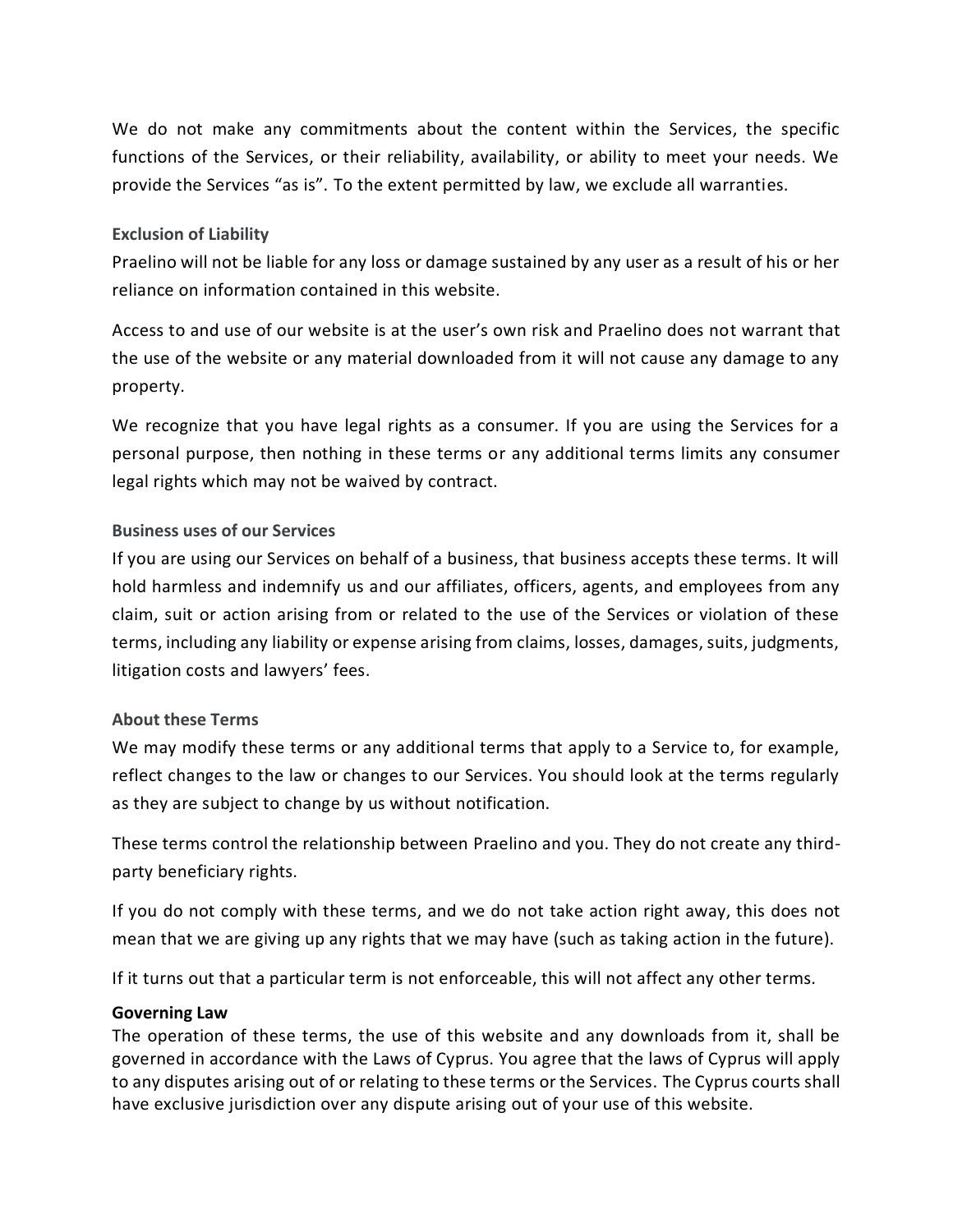We do not make any commitments about the content within the Services, the specific functions of the Services, or their reliability, availability, or ability to meet your needs. We provide the Services "as is". To the extent permitted by law, we exclude all warranties.

### Exclusion of Liability

Praelino will not be liable for any loss or damage sustained by any user as a result of his or her reliance on information contained in this website.

Access to and use of our website is at the user's own risk and Praelino does not warrant that the use of the website or any material downloaded from it will not cause any damage to any property.

We recognize that you have legal rights as a consumer. If you are using the Services for a personal purpose, then nothing in these terms or any additional terms limits any consumer legal rights which may not be waived by contract.

### Business uses of our Services

If you are using our Services on behalf of a business, that business accepts these terms. It will hold harmless and indemnify us and our affiliates, officers, agents, and employees from any claim, suit or action arising from or related to the use of the Services or violation of these terms, including any liability or expense arising from claims, losses, damages, suits, judgments, litigation costs and lawyers' fees.

### About these Terms

We may modify these terms or any additional terms that apply to a Service to, for example, reflect changes to the law or changes to our Services. You should look at the terms regularly as they are subject to change by us without notification.

These terms control the relationship between Praelino and you. They do not create any third-party beneficiary rights.

If you do not comply with these terms, and we do not take action right away, this does not mean that we are giving up any rights that we may have (such as taking action in the future).

If it turns out that a particular term is not enforceable, this will not affect any other terms.

### Governing Law

The operation of these terms, the use of this website and any downloads from it, shall be governed in accordance with the Laws of Cyprus. You agree that the laws of Cyprus will apply to any disputes arising out of or relating to these terms or the Services. The Cyprus courts shall have exclusive jurisdiction over any dispute arising out of your use of this website.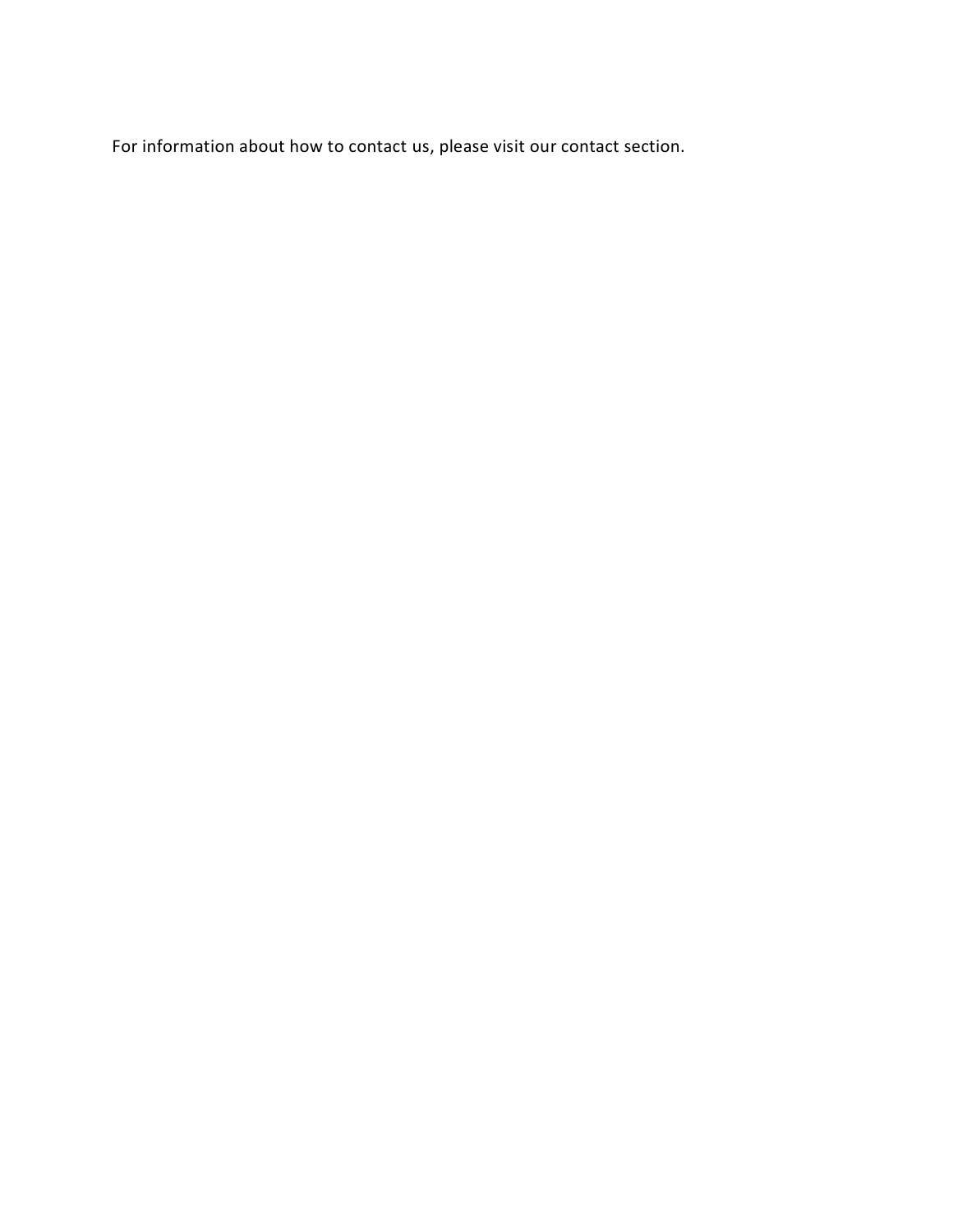For information about how to contact us, please visit our contact section.